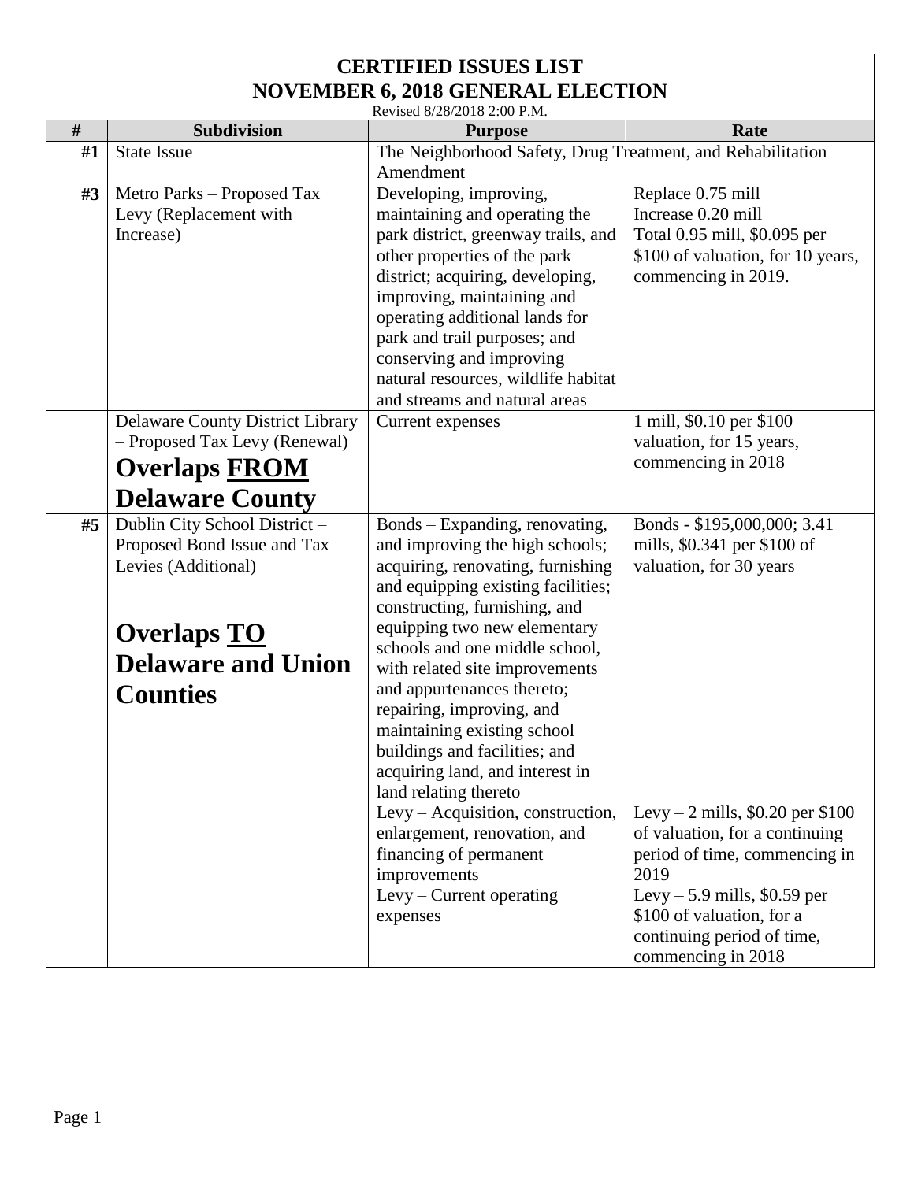# CERTIFIED ISSUES LIST
## NOVEMBER 6, 2018 GENERAL ELECTION

Revised 8/28/2018 2:00 P.M.

| # | Subdivision | Purpose | Rate |
|---|---|---|---|
| #1 | State Issue | The Neighborhood Safety, Drug Treatment, and Rehabilitation Amendment | |
| #3 | Metro Parks – Proposed Tax Levy (Replacement with Increase) | Developing, improving, maintaining and operating the park district, greenway trails, and other properties of the park district; acquiring, developing, improving, maintaining and operating additional lands for park and trail purposes; and conserving and improving natural resources, wildlife habitat and streams and natural areas | Replace 0.75 mill<br>Increase 0.20 mill<br>Total 0.95 mill, $0.095 per $100 of valuation, for 10 years, commencing in 2019. |
| | Delaware County District Library – Proposed Tax Levy (Renewal)<br>**Overlaps FROM Delaware County** | Current expenses | 1 mill, $0.10 per $100 valuation, for 15 years, commencing in 2018 |
| #5 | Dublin City School District – Proposed Bond Issue and Tax Levies (Additional)<br>**Overlaps TO Delaware and Union Counties** | Bonds – Expanding, renovating, and improving the high schools; acquiring, renovating, furnishing and equipping existing facilities; constructing, furnishing, and equipping two new elementary schools and one middle school, with related site improvements and appurtenances thereto; repairing, improving, and maintaining existing school buildings and facilities; and acquiring land, and interest in land relating thereto<br>Levy – Acquisition, construction, enlargement, renovation, and financing of permanent improvements<br>Levy – Current operating expenses | Bonds - $195,000,000; 3.41 mills, $0.341 per $100 of valuation, for 30 years<br>Levy – 2 mills, $0.20 per $100 of valuation, for a continuing period of time, commencing in 2019<br>Levy – 5.9 mills, $0.59 per $100 of valuation, for a continuing period of time, commencing in 2018 |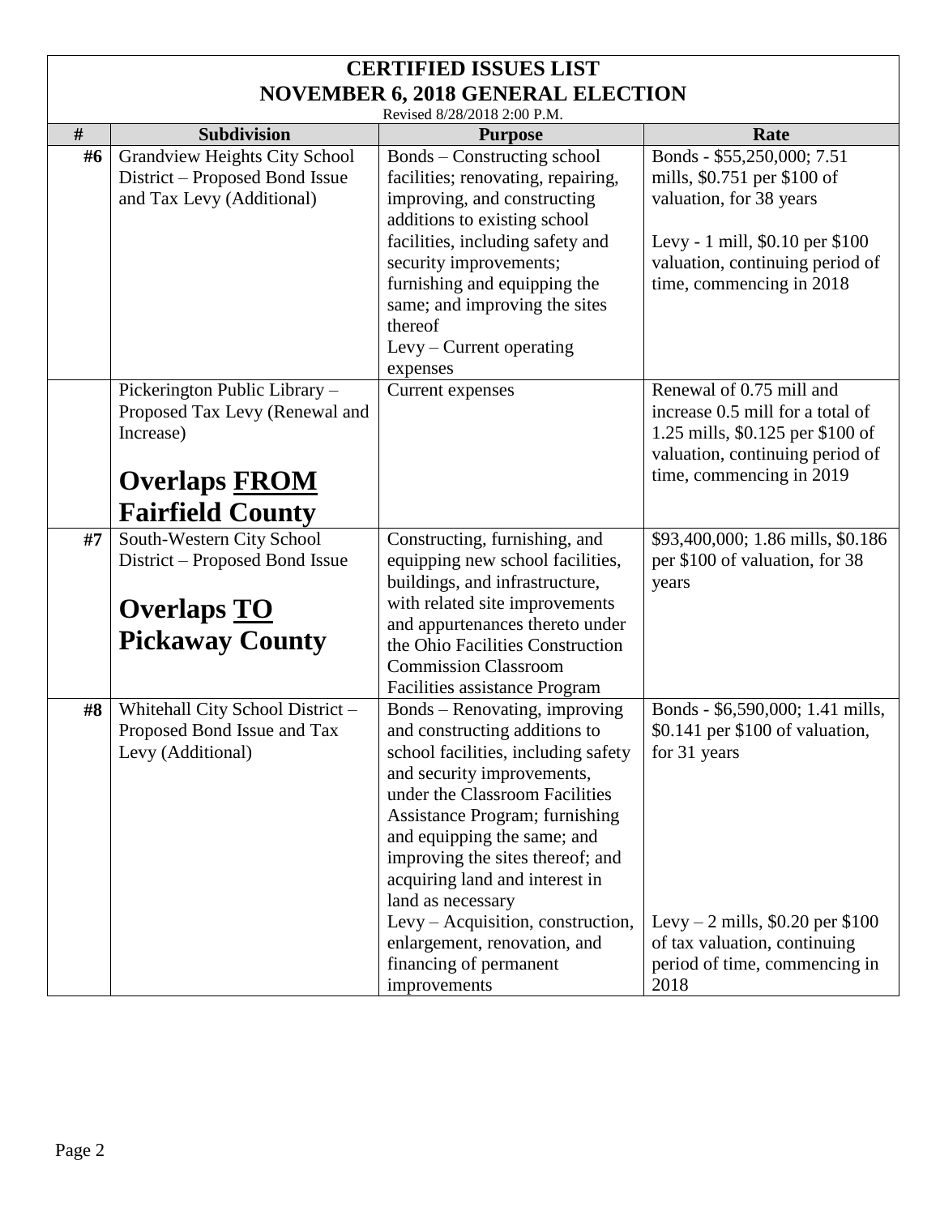# CERTIFIED ISSUES LIST
## NOVEMBER 6, 2018 GENERAL ELECTION

Revised 8/28/2018 2:00 P.M.

| # | Subdivision | Purpose | Rate |
|---|---|---|---|
| #6 | Grandview Heights City School District – Proposed Bond Issue and Tax Levy (Additional) | Bonds – Constructing school facilities; renovating, repairing, improving, and constructing additions to existing school facilities, including safety and security improvements; furnishing and equipping the same; and improving the sites thereof<br>Levy – Current operating expenses | Bonds - $55,250,000; 7.51 mills, $0.751 per $100 of valuation, for 38 years<br><br>Levy - 1 mill, $0.10 per $100 valuation, continuing period of time, commencing in 2018 |
| | Pickerington Public Library – Proposed Tax Levy (Renewal and Increase)<br><br>**Overlaps <u>FROM</u> Fairfield County** | Current expenses | Renewal of 0.75 mill and increase 0.5 mill for a total of 1.25 mills, $0.125 per $100 of valuation, continuing period of time, commencing in 2019 |
| #7 | South-Western City School District – Proposed Bond Issue<br><br>**Overlaps <u>TO</u> Pickaway County** | Constructing, furnishing, and equipping new school facilities, buildings, and infrastructure, with related site improvements and appurtenances thereto under the Ohio Facilities Construction Commission Classroom Facilities assistance Program | $93,400,000; 1.86 mills, $0.186 per $100 of valuation, for 38 years |
| #8 | Whitehall City School District – Proposed Bond Issue and Tax Levy (Additional) | Bonds – Renovating, improving and constructing additions to school facilities, including safety and security improvements, under the Classroom Facilities Assistance Program; furnishing and equipping the same; and improving the sites thereof; and acquiring land and interest in land as necessary<br>Levy – Acquisition, construction, enlargement, renovation, and financing of permanent improvements | Bonds - $6,590,000; 1.41 mills, $0.141 per $100 of valuation, for 31 years<br><br>Levy – 2 mills, $0.20 per $100 of tax valuation, continuing period of time, commencing in 2018 |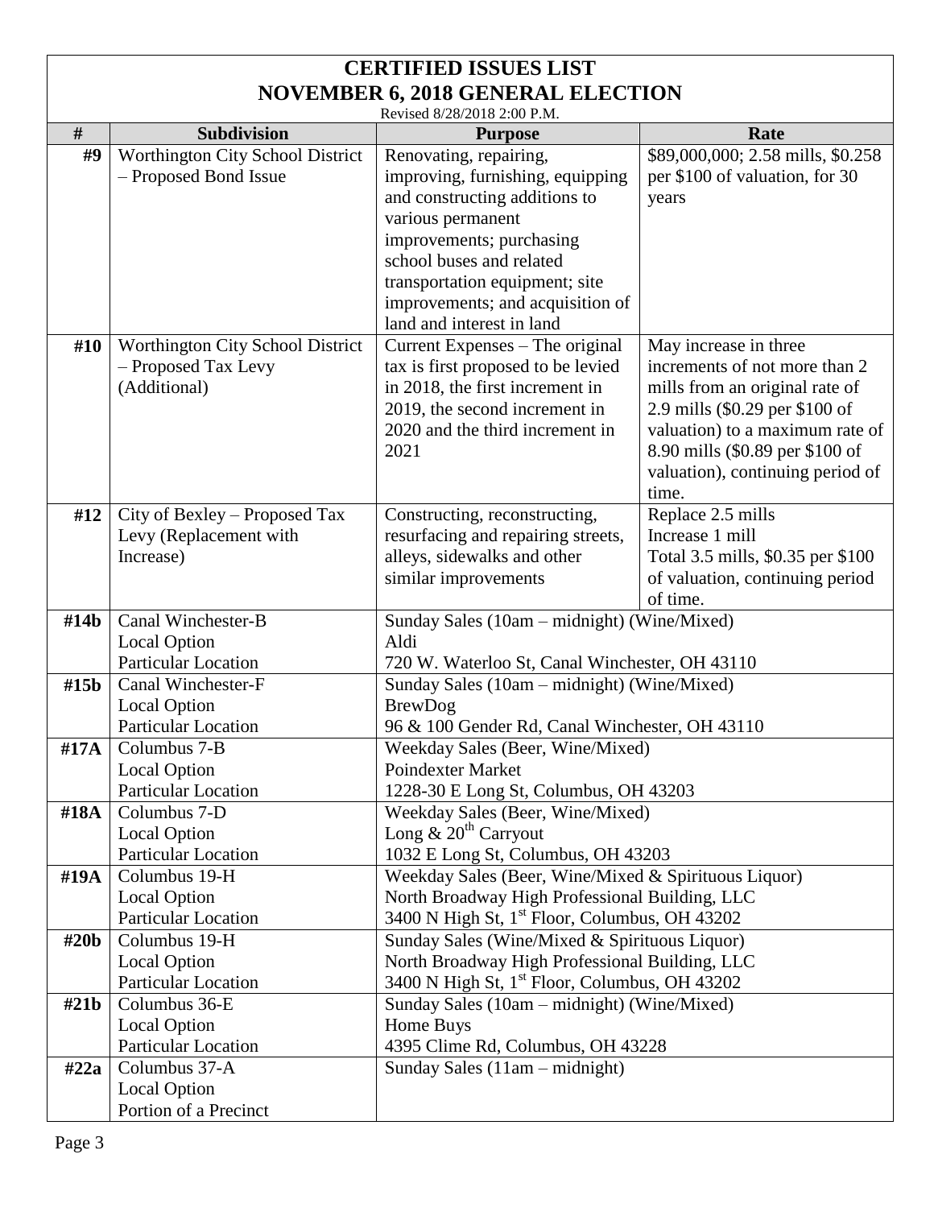# CERTIFIED ISSUES LIST
## NOVEMBER 6, 2018 GENERAL ELECTION

Revised 8/28/2018 2:00 P.M.

| # | Subdivision | Purpose | Rate |
|---|---|---|---|
| #9 | Worthington City School District – Proposed Bond Issue | Renovating, repairing, improving, furnishing, equipping and constructing additions to various permanent improvements; purchasing school buses and related transportation equipment; site improvements; and acquisition of land and interest in land | $89,000,000; 2.58 mills, $0.258 per $100 of valuation, for 30 years |
| #10 | Worthington City School District – Proposed Tax Levy (Additional) | Current Expenses – The original tax is first proposed to be levied in 2018, the first increment in 2019, the second increment in 2020 and the third increment in 2021 | May increase in three increments of not more than 2 mills from an original rate of 2.9 mills ($0.29 per $100 of valuation) to a maximum rate of 8.90 mills ($0.89 per $100 of valuation), continuing period of time. |
| #12 | City of Bexley – Proposed Tax Levy (Replacement with Increase) | Constructing, reconstructing, resurfacing and repairing streets, alleys, sidewalks and other similar improvements | Replace 2.5 mills<br>Increase 1 mill<br>Total 3.5 mills, $0.35 per $100 of valuation, continuing period of time. |
| #14b | Canal Winchester-B<br>Local Option<br>Particular Location | Sunday Sales (10am – midnight) (Wine/Mixed)<br>Aldi<br>720 W. Waterloo St, Canal Winchester, OH 43110 | |
| #15b | Canal Winchester-F<br>Local Option<br>Particular Location | Sunday Sales (10am – midnight) (Wine/Mixed)<br>BrewDog<br>96 & 100 Gender Rd, Canal Winchester, OH 43110 | |
| #17A | Columbus 7-B<br>Local Option<br>Particular Location | Weekday Sales (Beer, Wine/Mixed)<br>Poindexter Market<br>1228-30 E Long St, Columbus, OH 43203 | |
| #18A | Columbus 7-D<br>Local Option<br>Particular Location | Weekday Sales (Beer, Wine/Mixed)<br>Long & 20th Carryout<br>1032 E Long St, Columbus, OH 43203 | |
| #19A | Columbus 19-H<br>Local Option<br>Particular Location | Weekday Sales (Beer, Wine/Mixed & Spirituous Liquor)<br>North Broadway High Professional Building, LLC<br>3400 N High St, 1st Floor, Columbus, OH 43202 | |
| #20b | Columbus 19-H<br>Local Option<br>Particular Location | Sunday Sales (Wine/Mixed & Spirituous Liquor)<br>North Broadway High Professional Building, LLC<br>3400 N High St, 1st Floor, Columbus, OH 43202 | |
| #21b | Columbus 36-E<br>Local Option<br>Particular Location | Sunday Sales (10am – midnight) (Wine/Mixed)<br>Home Buys<br>4395 Clime Rd, Columbus, OH 43228 | |
| #22a | Columbus 37-A<br>Local Option<br>Portion of a Precinct | Sunday Sales (11am – midnight) | |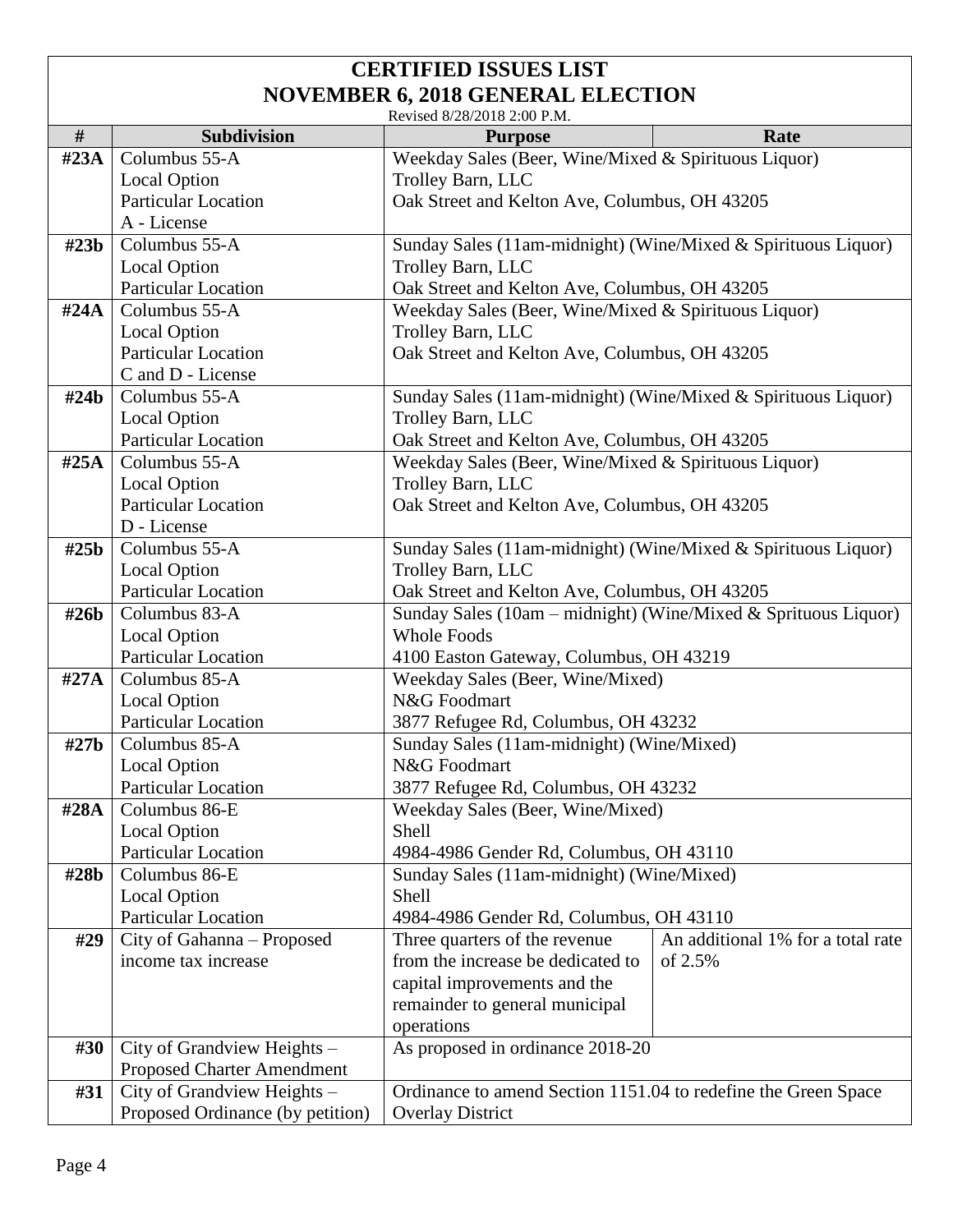# CERTIFIED ISSUES LIST
## NOVEMBER 6, 2018 GENERAL ELECTION

Revised 8/28/2018 2:00 P.M.

| # | Subdivision | Purpose | Rate |
|---|---|---|---|
| #23A | Columbus 55-A<br>Local Option<br>Particular Location<br>A - License | Weekday Sales (Beer, Wine/Mixed & Spirituous Liquor)<br>Trolley Barn, LLC<br>Oak Street and Kelton Ave, Columbus, OH 43205 | |
| #23b | Columbus 55-A<br>Local Option<br>Particular Location | Sunday Sales (11am-midnight) (Wine/Mixed & Spirituous Liquor)<br>Trolley Barn, LLC<br>Oak Street and Kelton Ave, Columbus, OH 43205 | |
| #24A | Columbus 55-A<br>Local Option<br>Particular Location<br>C and D - License | Weekday Sales (Beer, Wine/Mixed & Spirituous Liquor)<br>Trolley Barn, LLC<br>Oak Street and Kelton Ave, Columbus, OH 43205 | |
| #24b | Columbus 55-A<br>Local Option<br>Particular Location | Sunday Sales (11am-midnight) (Wine/Mixed & Spirituous Liquor)<br>Trolley Barn, LLC<br>Oak Street and Kelton Ave, Columbus, OH 43205 | |
| #25A | Columbus 55-A<br>Local Option<br>Particular Location<br>D - License | Weekday Sales (Beer, Wine/Mixed & Spirituous Liquor)<br>Trolley Barn, LLC<br>Oak Street and Kelton Ave, Columbus, OH 43205 | |
| #25b | Columbus 55-A<br>Local Option<br>Particular Location | Sunday Sales (11am-midnight) (Wine/Mixed & Spirituous Liquor)<br>Trolley Barn, LLC<br>Oak Street and Kelton Ave, Columbus, OH 43205 | |
| #26b | Columbus 83-A<br>Local Option<br>Particular Location | Sunday Sales (10am – midnight) (Wine/Mixed & Sprituous Liquor)<br>Whole Foods<br>4100 Easton Gateway, Columbus, OH 43219 | |
| #27A | Columbus 85-A<br>Local Option<br>Particular Location | Weekday Sales (Beer, Wine/Mixed)<br>N&G Foodmart<br>3877 Refugee Rd, Columbus, OH 43232 | |
| #27b | Columbus 85-A<br>Local Option<br>Particular Location | Sunday Sales (11am-midnight) (Wine/Mixed)<br>N&G Foodmart<br>3877 Refugee Rd, Columbus, OH 43232 | |
| #28A | Columbus 86-E<br>Local Option<br>Particular Location | Weekday Sales (Beer, Wine/Mixed)<br>Shell<br>4984-4986 Gender Rd, Columbus, OH 43110 | |
| #28b | Columbus 86-E<br>Local Option<br>Particular Location | Sunday Sales (11am-midnight) (Wine/Mixed)<br>Shell<br>4984-4986 Gender Rd, Columbus, OH 43110 | |
| #29 | City of Gahanna – Proposed income tax increase | Three quarters of the revenue from the increase be dedicated to capital improvements and the remainder to general municipal operations | An additional 1% for a total rate of 2.5% |
| #30 | City of Grandview Heights – Proposed Charter Amendment | As proposed in ordinance 2018-20 | |
| #31 | City of Grandview Heights – Proposed Ordinance (by petition) | Ordinance to amend Section 1151.04 to redefine the Green Space Overlay District | |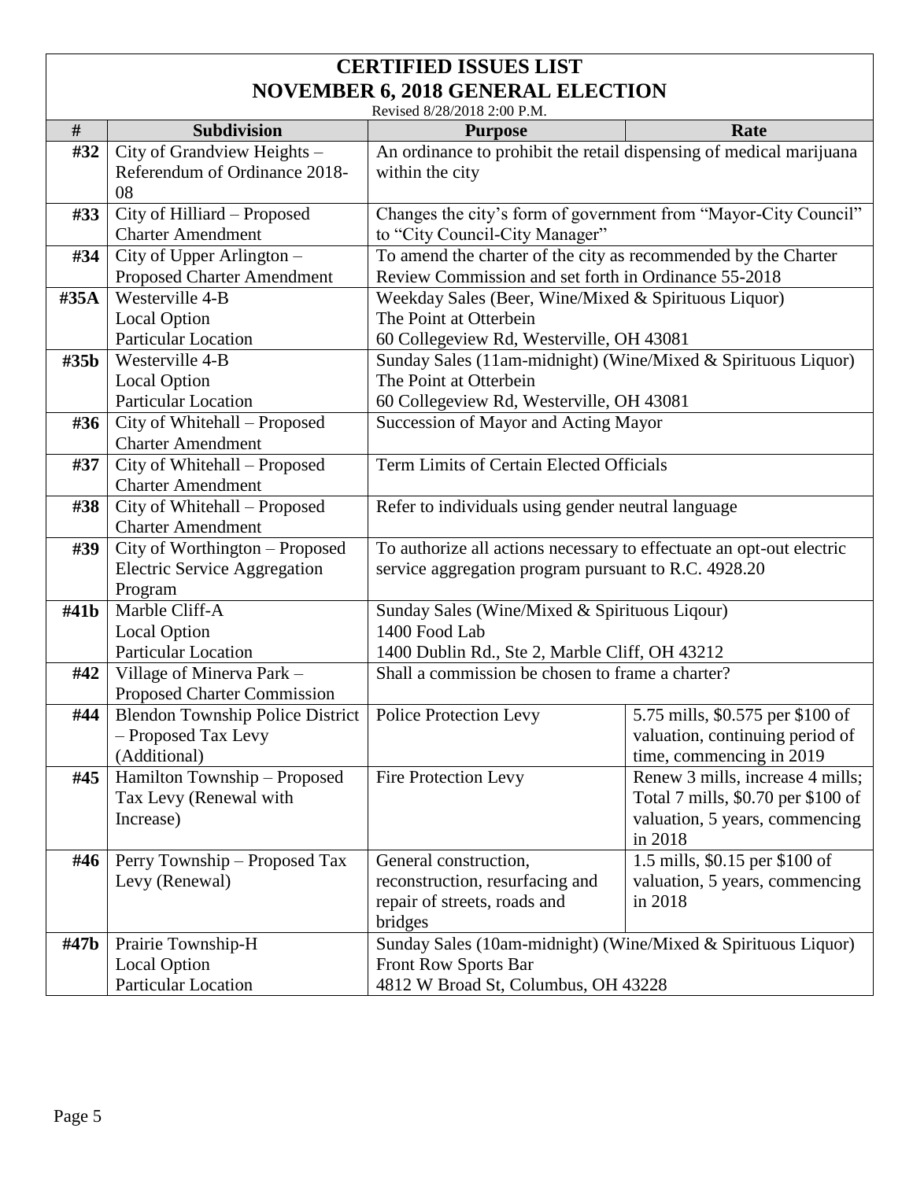# CERTIFIED ISSUES LIST
## NOVEMBER 6, 2018 GENERAL ELECTION

Revised 8/28/2018 2:00 P.M.

| # | Subdivision | Purpose | Rate |
|---|---|---|---|
| #32 | City of Grandview Heights – Referendum of Ordinance 2018-08 | An ordinance to prohibit the retail dispensing of medical marijuana within the city | |
| #33 | City of Hilliard – Proposed Charter Amendment | Changes the city's form of government from "Mayor-City Council" to "City Council-City Manager" | |
| #34 | City of Upper Arlington – Proposed Charter Amendment | To amend the charter of the city as recommended by the Charter Review Commission and set forth in Ordinance 55-2018 | |
| #35A | Westerville 4-B Local Option Particular Location | Weekday Sales (Beer, Wine/Mixed & Spirituous Liquor) The Point at Otterbein 60 Collegeview Rd, Westerville, OH 43081 | |
| #35b | Westerville 4-B Local Option Particular Location | Sunday Sales (11am-midnight) (Wine/Mixed & Spirituous Liquor) The Point at Otterbein 60 Collegeview Rd, Westerville, OH 43081 | |
| #36 | City of Whitehall – Proposed Charter Amendment | Succession of Mayor and Acting Mayor | |
| #37 | City of Whitehall – Proposed Charter Amendment | Term Limits of Certain Elected Officials | |
| #38 | City of Whitehall – Proposed Charter Amendment | Refer to individuals using gender neutral language | |
| #39 | City of Worthington – Proposed Electric Service Aggregation Program | To authorize all actions necessary to effectuate an opt-out electric service aggregation program pursuant to R.C. 4928.20 | |
| #41b | Marble Cliff-A Local Option Particular Location | Sunday Sales (Wine/Mixed & Spirituous Liqour) 1400 Food Lab 1400 Dublin Rd., Ste 2, Marble Cliff, OH 43212 | |
| #42 | Village of Minerva Park – Proposed Charter Commission | Shall a commission be chosen to frame a charter? | |
| #44 | Blendon Township Police District – Proposed Tax Levy (Additional) | Police Protection Levy | 5.75 mills, $0.575 per $100 of valuation, continuing period of time, commencing in 2019 |
| #45 | Hamilton Township – Proposed Tax Levy (Renewal with Increase) | Fire Protection Levy | Renew 3 mills, increase 4 mills; Total 7 mills, $0.70 per $100 of valuation, 5 years, commencing in 2018 |
| #46 | Perry Township – Proposed Tax Levy (Renewal) | General construction, reconstruction, resurfacing and repair of streets, roads and bridges | 1.5 mills, $0.15 per $100 of valuation, 5 years, commencing in 2018 |
| #47b | Prairie Township-H Local Option Particular Location | Sunday Sales (10am-midnight) (Wine/Mixed & Spirituous Liquor) Front Row Sports Bar 4812 W Broad St, Columbus, OH 43228 | |